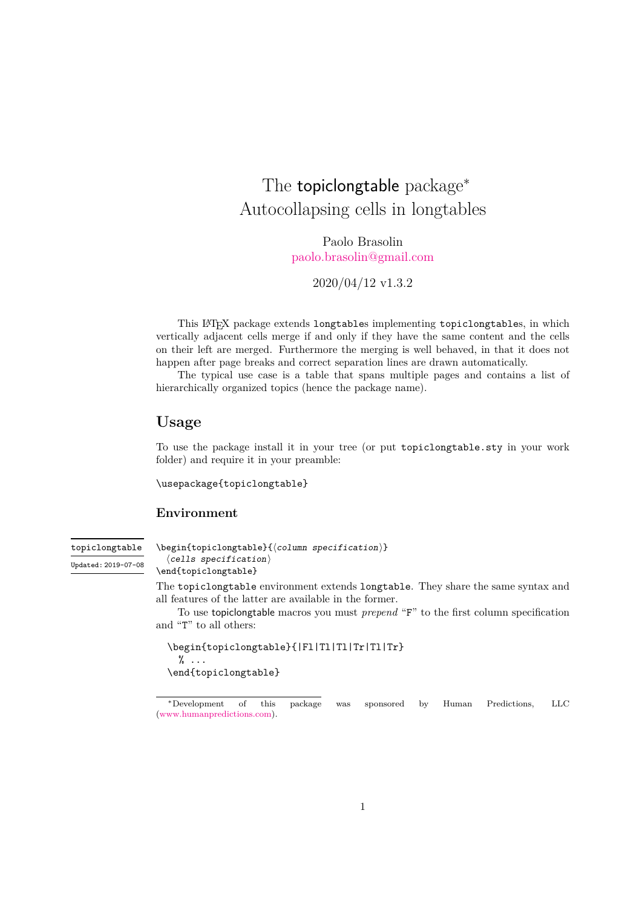# The topiclongtable package*
# Autocollapsing cells in longtables

Paolo Brasolin
paolo.brasolin@gmail.com

2020/04/12 v1.3.2

This LaTeX package extends `longtable`s implementing `topiclongtable`s, in which vertically adjacent cells merge if and only if they have the same content and the cells on their left are merged. Furthermore the merging is well behaved, in that it does not happen after page breaks and correct separation lines are drawn automatically.

The typical use case is a table that spans multiple pages and contains a list of hierarchically organized topics (hence the package name).

## Usage

To use the package install it in your tree (or put `topiclongtable.sty` in your work folder) and require it in your preamble:

```
\usepackage{topiclongtable}
```

### Environment

`topiclongtable`
Updated: 2019-07-08

```
\begin{topiclongtable}{⟨column specification⟩}
  ⟨cells specification⟩
\end{topiclongtable}
```

The `topiclongtable` environment extends `longtable`. They share the same syntax and all features of the latter are available in the former.

To use topiclongtable macros you must *prepend* "`F`" to the first column specification and "`T`" to all others:

```
\begin{topiclongtable}{|Fl|Tl|Tl|Tr|Tl|Tr}
  % ...
\end{topiclongtable}
```

*Development of this package was sponsored by Human Predictions, LLC (www.humanpredictions.com).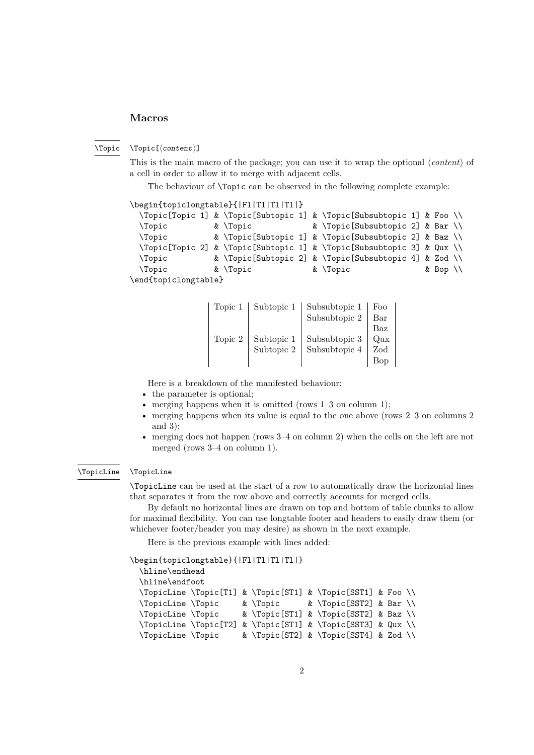## Macros

`\Topic` `\Topic[⟨content⟩]`

This is the main macro of the package; you can use it to wrap the optional ⟨*content*⟩ of a cell in order to allow it to merge with adjacent cells.

The behaviour of `\Topic` can be observed in the following complete example:

```
\begin{topiclongtable}{|Fl|Tl|Tl|Tl|}
  \Topic[Topic 1] & \Topic[Subtopic 1] & \Topic[Subsubtopic 1] & Foo \\
  \Topic          & \Topic             & \Topic[Subsubtopic 2] & Bar \\
  \Topic          & \Topic[Subtopic 1] & \Topic[Subsubtopic 2] & Baz \\
  \Topic[Topic 2] & \Topic[Subtopic 1] & \Topic[Subsubtopic 3] & Qux \\
  \Topic          & \Topic[Subtopic 2] & \Topic[Subsubtopic 4] & Zod \\
  \Topic          & \Topic             & \Topic               & Bop \\
\end{topiclongtable}
```

| | | | |
|---|---|---|---|
| Topic 1 | Subtopic 1 | Subsubtopic 1 | Foo |
| | | Subsubtopic 2 | Bar |
| | | | Baz |
| Topic 2 | Subtopic 1 | Subsubtopic 3 | Qux |
| | Subtopic 2 | Subsubtopic 4 | Zod |
| | | | Bop |

Here is a breakdown of the manifested behaviour:

- the parameter is optional;
- merging happens when it is omitted (rows 1–3 on column 1);
- merging happens when its value is equal to the one above (rows 2–3 on columns 2 and 3);
- merging does not happen (rows 3–4 on column 2) when the cells on the left are not merged (rows 3–4 on column 1).

`\TopicLine` `\TopicLine`

`\TopicLine` can be used at the start of a row to automatically draw the horizontal lines that separates it from the row above and correctly accounts for merged cells.

By default no horizontal lines are drawn on top and bottom of table chunks to allow for maximal flexibility. You can use longtable footer and headers to easily draw them (or whichever footer/header you may desire) as shown in the next example.

Here is the previous example with lines added:

```
\begin{topiclongtable}{|Fl|Tl|Tl|Tl|}
  \hline\endhead
  \hline\endfoot
  \TopicLine \Topic[T1] & \Topic[ST1] & \Topic[SST1] & Foo \\
  \TopicLine \Topic     & \Topic      & \Topic[SST2] & Bar \\
  \TopicLine \Topic     & \Topic[ST1] & \Topic[SST2] & Baz \\
  \TopicLine \Topic[T2] & \Topic[ST1] & \Topic[SST3] & Qux \\
  \TopicLine \Topic     & \Topic[ST2] & \Topic[SST4] & Zod \\
```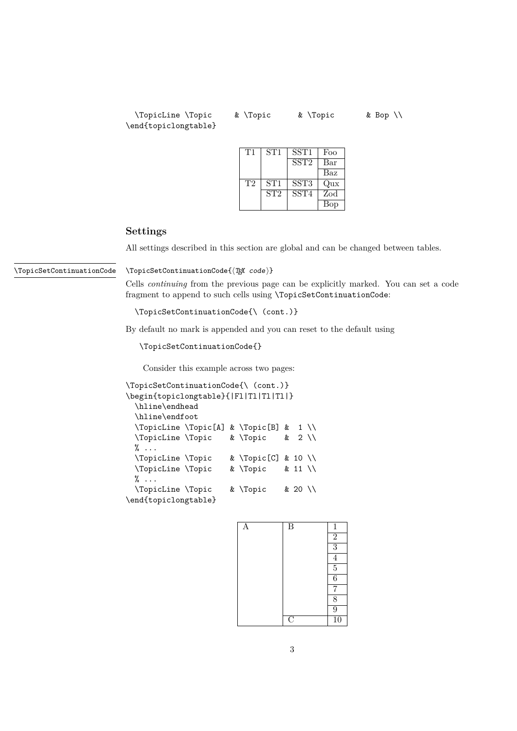```
  \TopicLine \Topic     & \Topic      & \Topic       & Bop \\
\end{topiclongtable}
```

| T1 | ST1 | SST1 | Foo |
|---|---|---|---|
| | | SST2 | Bar |
| | | | Baz |
| T2 | ST1 | SST3 | Qux |
| | ST2 | SST4 | Zod |
| | | | Bop |

### Settings

All settings described in this section are global and can be changed between tables.

\TopicSetContinuationCode

`\TopicSetContinuationCode{⟨TeX code⟩}`

Cells *continuing* from the previous page can be explicitly marked. You can set a code fragment to append to such cells using `\TopicSetContinuationCode`:

```
\TopicSetContinuationCode{\ (cont.)}
```

By default no mark is appended and you can reset to the default using

```
\TopicSetContinuationCode{}
```

Consider this example across two pages:

```
\TopicSetContinuationCode{\ (cont.)}
\begin{topiclongtable}{|Fl|Tl|Tl|Tl|}
  \hline\endhead
  \hline\endfoot
  \TopicLine \Topic[A] & \Topic[B] &  1 \\
  \TopicLine \Topic    & \Topic    &  2 \\
  % ...
  \TopicLine \Topic    & \Topic[C] & 10 \\
  \TopicLine \Topic    & \Topic    & 11 \\
  % ...
  \TopicLine \Topic    & \Topic    & 20 \\
\end{topiclongtable}
```

| A | B | 1 |
|---|---|---|
| | | 2 |
| | | 3 |
| | | 4 |
| | | 5 |
| | | 6 |
| | | 7 |
| | | 8 |
| | | 9 |
| | C | 10 |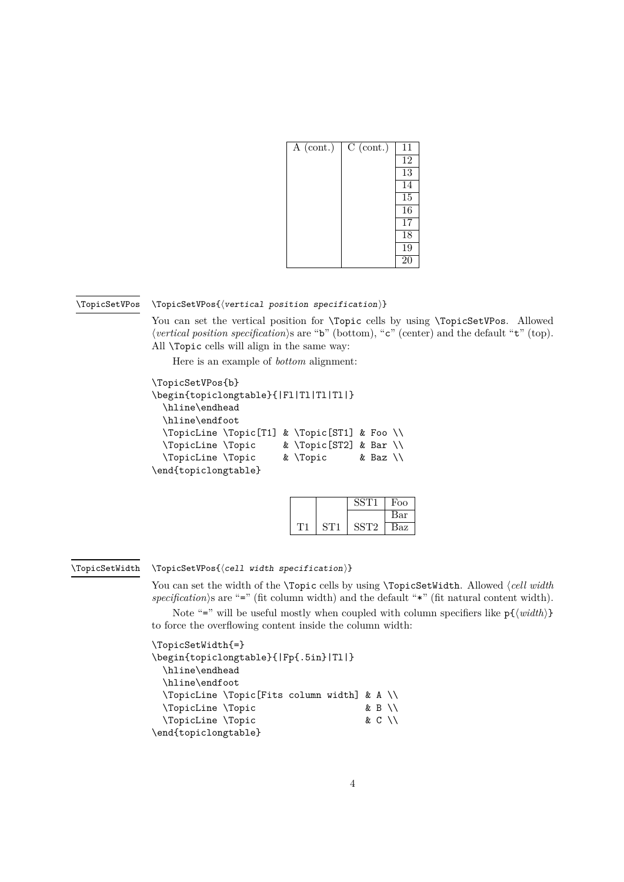| A (cont.) | C (cont.) | 11 |
|---|---|---|
| | | 12 |
| | | 13 |
| | | 14 |
| | | 15 |
| | | 16 |
| | | 17 |
| | | 18 |
| | | 19 |
| | | 20 |

`\TopicSetVPos`

`\TopicSetVPos{⟨vertical position specification⟩}`

You can set the vertical position for `\Topic` cells by using `\TopicSetVPos`. Allowed ⟨*vertical position specification*⟩s are "`b`" (bottom), "`c`" (center) and the default "`t`" (top). All `\Topic` cells will align in the same way:

Here is an example of *bottom* alignment:

```
\TopicSetVPos{b}
\begin{topiclongtable}{|Fl|Tl|Tl|Tl|}
  \hline\endhead
  \hline\endfoot
  \TopicLine \Topic[T1] & \Topic[ST1] & Foo \\
  \TopicLine \Topic     & \Topic[ST2] & Bar \\
  \TopicLine \Topic     & \Topic      & Baz \\
\end{topiclongtable}
```

| | | SST1 | Foo |
|---|---|---|---|
| | | | Bar |
| T1 | ST1 | SST2 | Baz |

`\TopicSetWidth`

`\TopicSetVPos{⟨cell width specification⟩}`

You can set the width of the `\Topic` cells by using `\TopicSetWidth`. Allowed ⟨*cell width specification*⟩s are "`=`" (fit column width) and the default "`*`" (fit natural content width).

Note "`=`" will be useful mostly when coupled with column specifiers like `p{⟨width⟩}` to force the overflowing content inside the column width:

```
\TopicSetWidth{=}
\begin{topiclongtable}{|Fp{.5in}|Tl|}
  \hline\endhead
  \hline\endfoot
  \TopicLine \Topic[Fits column width] & A \\
  \TopicLine \Topic                    & B \\
  \TopicLine \Topic                    & C \\
\end{topiclongtable}
```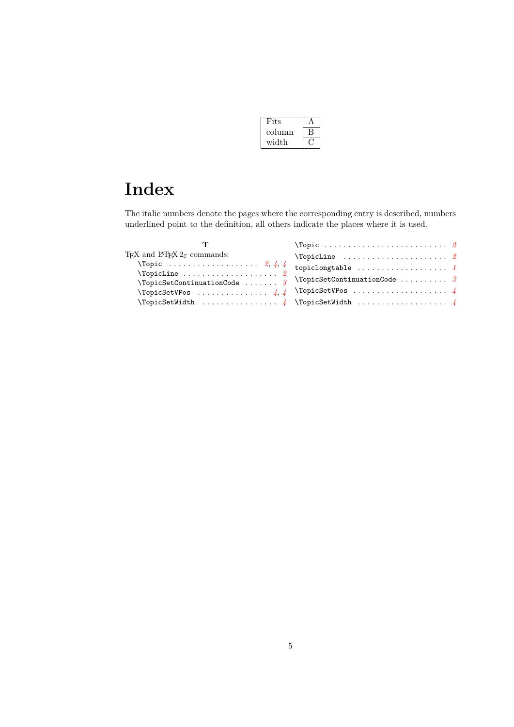| | |
|---|---|
| Fits column width | A |
| | B |
| | C |

# Index

The italic numbers denote the pages where the corresponding entry is described, numbers underlined point to the definition, all others indicate the places where it is used.

**T**

TEX and LATEX $2_\varepsilon$ commands:

- `\Topic` . . . . . . . . . . . . . . . . . . . *2*, *4*, *4*
- `\TopicLine` . . . . . . . . . . . . . . . . . . . *2*
- `\TopicSetContinuationCode` . . . . . . . *3*
- `\TopicSetVPos` . . . . . . . . . . . . . . . *4*, *4*
- `\TopicSetWidth` . . . . . . . . . . . . . . . . *4*

`\Topic` . . . . . . . . . . . . . . . . . . . . . . . . . *2*

`\TopicLine` . . . . . . . . . . . . . . . . . . . . . . *2*

`topiclongtable` . . . . . . . . . . . . . . . . . . . *1*

`\TopicSetContinuationCode` . . . . . . . . . . *3*

`\TopicSetVPos` . . . . . . . . . . . . . . . . . . . *4*

`\TopicSetWidth` . . . . . . . . . . . . . . . . . . *4*